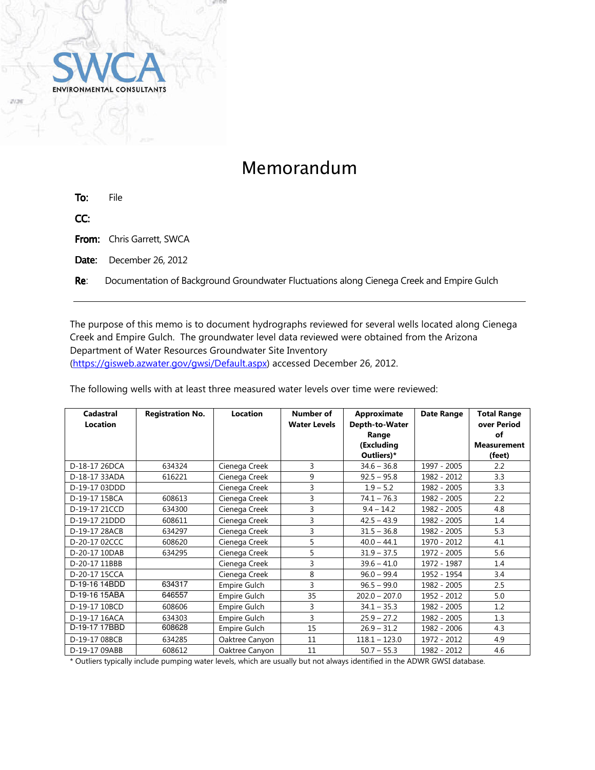SWCA ENVIRONMENTAL CONSULTANTS

# Memorandum

**To:** File

**CC:**

**From:** Chris Garrett, SWCA

**Date:** December 26, 2012

**Re**: Documentation of Background Groundwater Fluctuations along Cienega Creek and Empire Gulch

---

The purpose of this memo is to document hydrographs reviewed for several wells located along Cienega Creek and Empire Gulch. The groundwater level data reviewed were obtained from the Arizona Department of Water Resources Groundwater Site Inventory (https://gisweb.azwater.gov/gwsi/Default.aspx) accessed December 26, 2012.

The following wells with at least three measured water levels over time were reviewed:

| Cadastral Location | Registration No. | Location | Number of Water Levels | Approximate Depth-to-Water Range (Excluding Outliers)* | Date Range | Total Range over Period of Measurement (feet) |
|---|---|---|---|---|---|---|
| D-18-17 26DCA | 634324 | Cienega Creek | 3 | 34.6 – 36.8 | 1997 - 2005 | 2.2 |
| D-18-17 33ADA | 616221 | Cienega Creek | 9 | 92.5 – 95.8 | 1982 - 2012 | 3.3 |
| D-19-17 03DDD | | Cienega Creek | 3 | 1.9 – 5.2 | 1982 - 2005 | 3.3 |
| D-19-17 15BCA | 608613 | Cienega Creek | 3 | 74.1 – 76.3 | 1982 - 2005 | 2.2 |
| D-19-17 21CCD | 634300 | Cienega Creek | 3 | 9.4 – 14.2 | 1982 - 2005 | 4.8 |
| D-19-17 21DDD | 608611 | Cienega Creek | 3 | 42.5 – 43.9 | 1982 - 2005 | 1.4 |
| D-19-17 28ACB | 634297 | Cienega Creek | 3 | 31.5 – 36.8 | 1982 - 2005 | 5.3 |
| D-20-17 02CCC | 608620 | Cienega Creek | 5 | 40.0 – 44.1 | 1970 - 2012 | 4.1 |
| D-20-17 10DAB | 634295 | Cienega Creek | 5 | 31.9 – 37.5 | 1972 - 2005 | 5.6 |
| D-20-17 11BBB | | Cienega Creek | 3 | 39.6 – 41.0 | 1972 - 1987 | 1.4 |
| D-20-17 15CCA | | Cienega Creek | 8 | 96.0 – 99.4 | 1952 - 1954 | 3.4 |
| D-19-16 14BDD | 634317 | Empire Gulch | 3 | 96.5 – 99.0 | 1982 - 2005 | 2.5 |
| D-19-16 15ABA | 646557 | Empire Gulch | 35 | 202.0 – 207.0 | 1952 - 2012 | 5.0 |
| D-19-17 10BCD | 608606 | Empire Gulch | 3 | 34.1 – 35.3 | 1982 - 2005 | 1.2 |
| D-19-17 16ACA | 634303 | Empire Gulch | 3 | 25.9 – 27.2 | 1982 - 2005 | 1.3 |
| D-19-17 17BBD | 608628 | Empire Gulch | 15 | 26.9 – 31.2 | 1982 - 2006 | 4.3 |
| D-19-17 08BCB | 634285 | Oaktree Canyon | 11 | 118.1 – 123.0 | 1972 - 2012 | 4.9 |
| D-19-17 09ABB | 608612 | Oaktree Canyon | 11 | 50.7 – 55.3 | 1982 - 2012 | 4.6 |

* Outliers typically include pumping water levels, which are usually but not always identified in the ADWR GWSI database.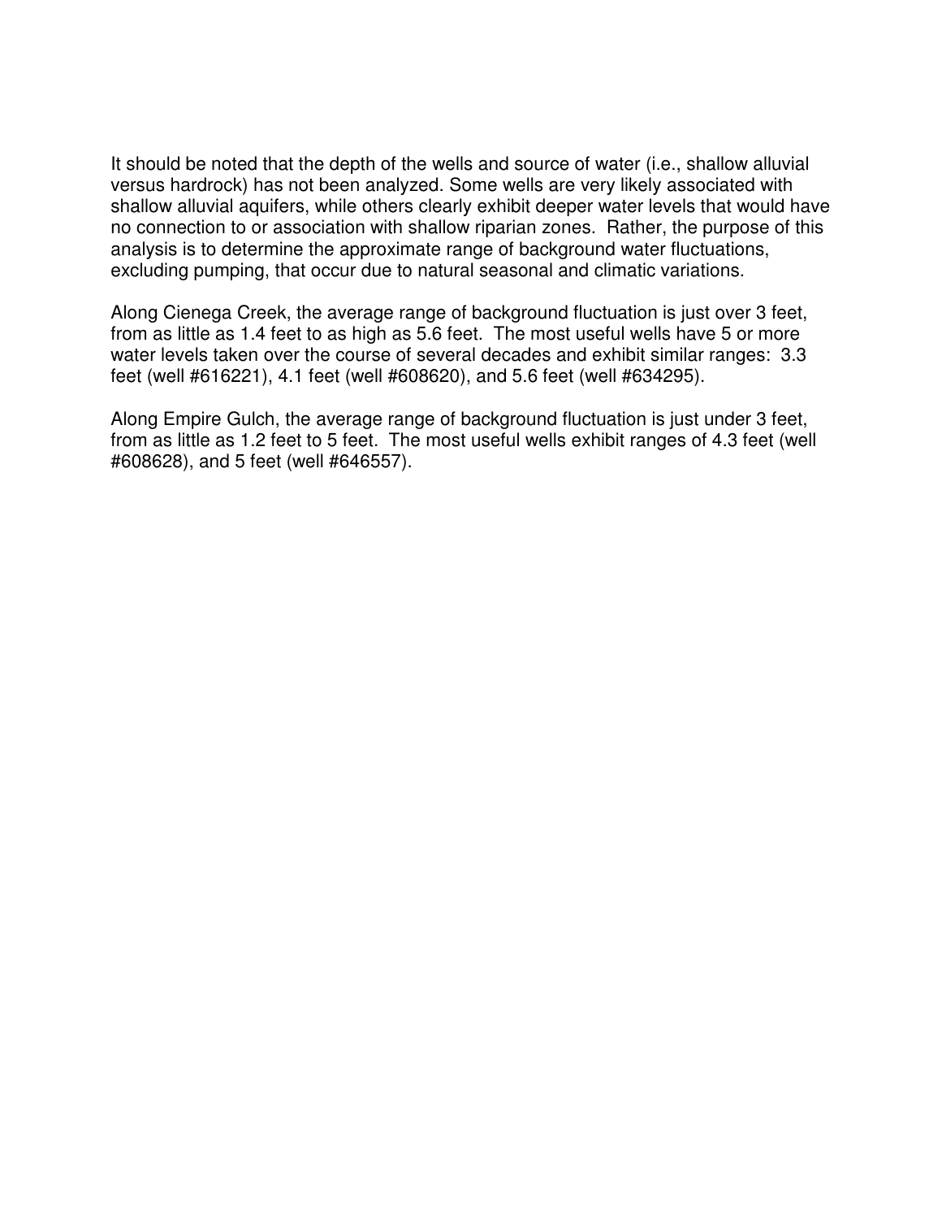It should be noted that the depth of the wells and source of water (i.e., shallow alluvial versus hardrock) has not been analyzed. Some wells are very likely associated with shallow alluvial aquifers, while others clearly exhibit deeper water levels that would have no connection to or association with shallow riparian zones. Rather, the purpose of this analysis is to determine the approximate range of background water fluctuations, excluding pumping, that occur due to natural seasonal and climatic variations.

Along Cienega Creek, the average range of background fluctuation is just over 3 feet, from as little as 1.4 feet to as high as 5.6 feet. The most useful wells have 5 or more water levels taken over the course of several decades and exhibit similar ranges: 3.3 feet (well #616221), 4.1 feet (well #608620), and 5.6 feet (well #634295).

Along Empire Gulch, the average range of background fluctuation is just under 3 feet, from as little as 1.2 feet to 5 feet. The most useful wells exhibit ranges of 4.3 feet (well #608628), and 5 feet (well #646557).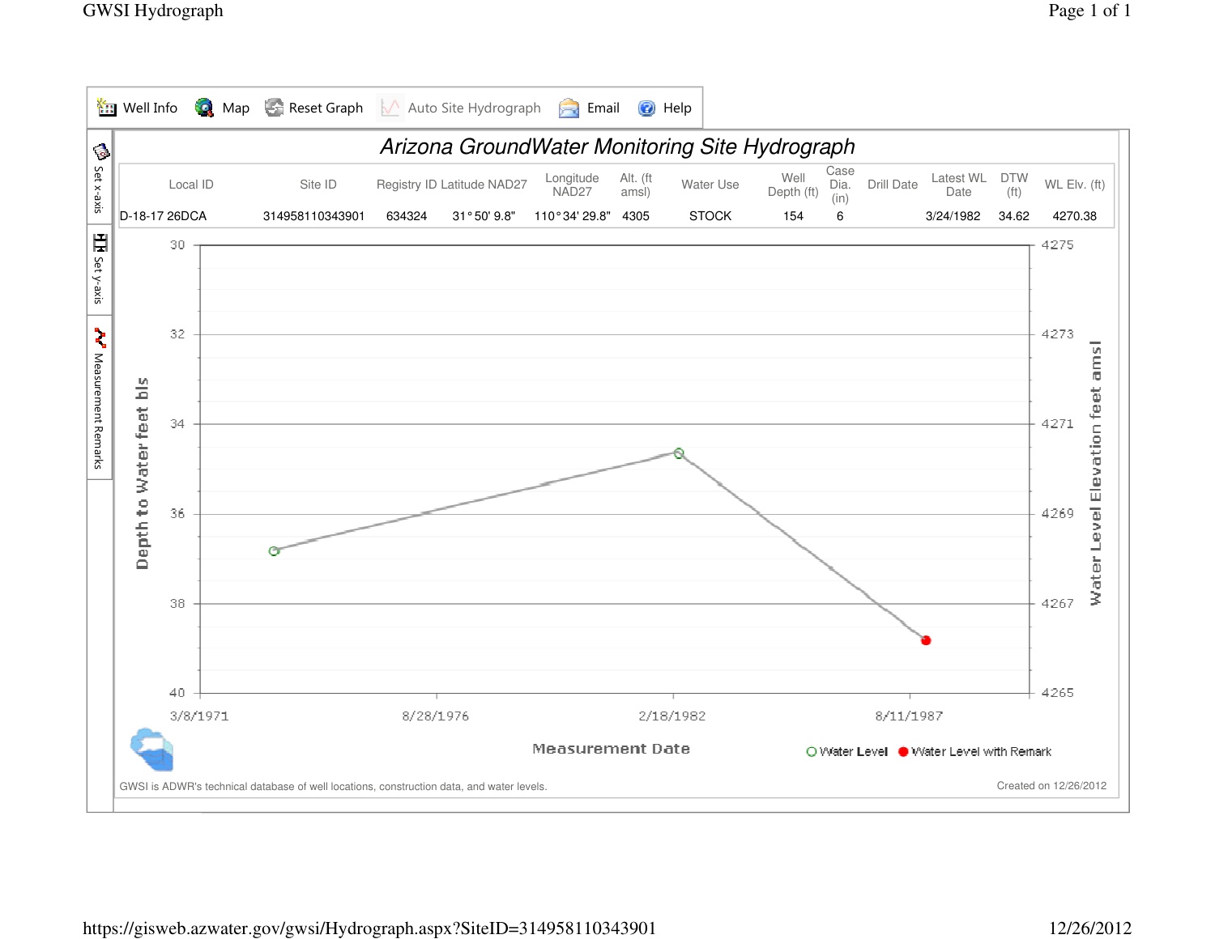Well Info | Map | Reset Graph | Auto Site Hydrograph | Email | Help

# Arizona GroundWater Monitoring Site Hydrograph

| Local ID | Site ID | Registry ID | Latitude NAD27 | Longitude NAD27 | Alt. (ft amsl) | Water Use | Well Depth (ft) | Case Dia. (in) | Drill Date | Latest WL Date | DTW (ft) | WL Elv. (ft) |
|---|---|---|---|---|---|---|---|---|---|---|---|---|
| D-18-17 26DCA | 314958110343901 | 634324 | 31° 50' 9.8" | 110° 34' 29.8" | 4305 | STOCK | 154 | 6 | | 3/24/1982 | 34.62 | 4270.38 |

Depth to Water feet bls: 30, 32, 34, 36, 38, 40

Water Level Elevation feet amsl: 4275, 4273, 4271, 4269, 4267, 4265

Measurement Date: 3/8/1971, 8/28/1976, 2/18/1982, 8/11/1987

○ Water Level ● Water Level with Remark

Set x-axis | Set y-axis | Measurement Remarks

GWSI is ADWR's technical database of well locations, construction data, and water levels.

Created on 12/26/2012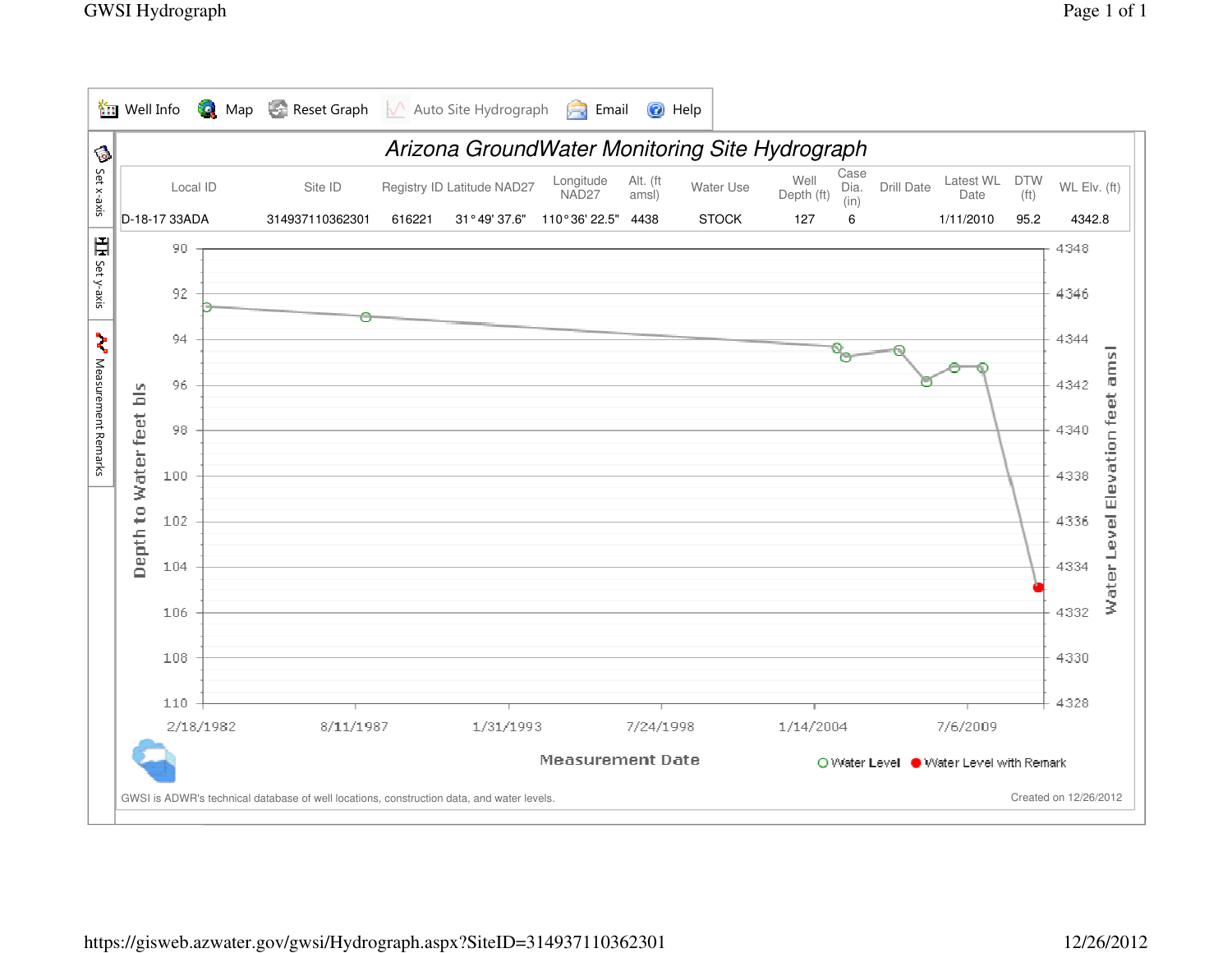# Arizona GroundWater Monitoring Site Hydrograph

| Local ID | Site ID | Registry ID | Latitude NAD27 | Longitude NAD27 | Alt. (ft amsl) | Water Use | Well Depth (ft) | Case Dia. (in) | Drill Date | Latest WL Date | DTW (ft) | WL Elv. (ft) |
|---|---|---|---|---|---|---|---|---|---|---|---|---|
| D-18-17 33ADA | 314937110362301 | 616221 | 31° 49' 37.6" | 110° 36' 22.5" | 4438 | STOCK | 127 | 6 | | 1/11/2010 | 95.2 | 4342.8 |

Depth to Water feet bls: 90, 92, 94, 96, 98, 100, 102, 104, 106, 108, 110

Water Level Elevation feet amsl: 4348, 4346, 4344, 4342, 4340, 4338, 4336, 4334, 4332, 4330, 4328

Measurement Date: 2/18/1982, 8/11/1987, 1/31/1993, 7/24/1998, 1/14/2004, 7/6/2009

○ Water Level ● Water Level with Remark

GWSI is ADWR's technical database of well locations, construction data, and water levels.

Created on 12/26/2012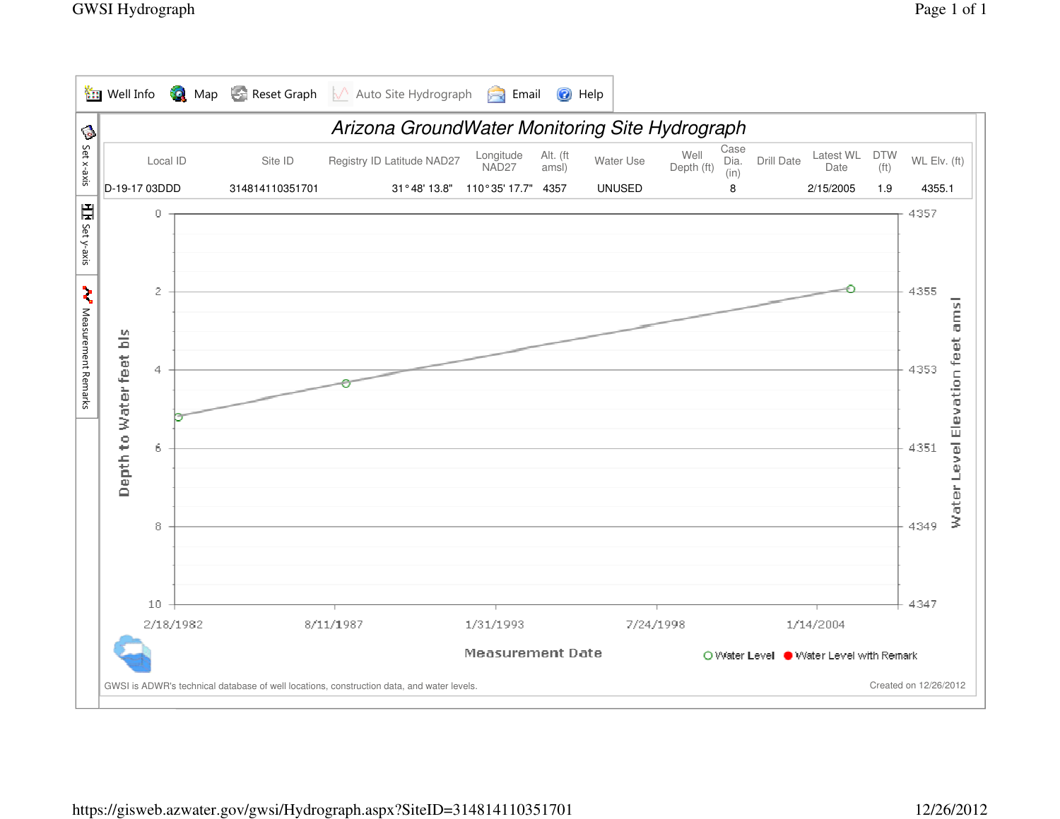Well Info | Map | Reset Graph | Auto Site Hydrograph | Email | Help

# Arizona GroundWater Monitoring Site Hydrograph

| Local ID | Site ID | Registry ID | Latitude NAD27 | Longitude NAD27 | Alt. (ft amsl) | Water Use | Well Depth (ft) | Case Dia. (in) | Drill Date | Latest WL Date | DTW (ft) | WL Elv. (ft) |
|---|---|---|---|---|---|---|---|---|---|---|---|---|
| D-19-17 03DDD | 314814110351701 | | 31°48' 13.8" | 110°35' 17.7" | 4357 | UNUSED | | 8 | | 2/15/2005 | 1.9 | 4355.1 |

Set x-axis | Set y-axis | Measurement Remarks

Depth to Water feet bls: 0, 2, 4, 6, 8, 10

Water Level Elevation feet amsl: 4357, 4355, 4353, 4351, 4349, 4347

Measurement Date: 2/18/1982, 8/11/1987, 1/31/1993, 7/24/1998, 1/14/2004

Water Level | Water Level with Remark

GWSI is ADWR's technical database of well locations, construction data, and water levels.

Created on 12/26/2012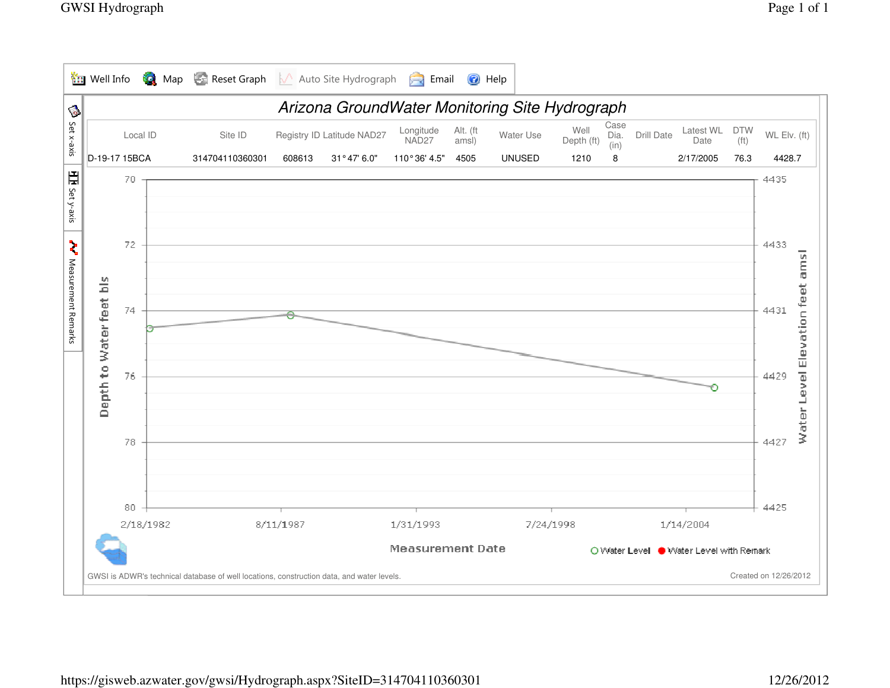Well Info | Map | Reset Graph | Auto Site Hydrograph | Email | Help

Set x-axis | Set y-axis | Measurement Remarks

# Arizona GroundWater Monitoring Site Hydrograph

| Local ID | Site ID | Registry ID | Latitude NAD27 | Longitude NAD27 | Alt. (ft amsl) | Water Use | Well Depth (ft) | Case Dia. (in) | Drill Date | Latest WL Date | DTW (ft) | WL Elv. (ft) |
|---|---|---|---|---|---|---|---|---|---|---|---|---|
| D-19-17 15BCA | 314704110360301 | 608613 | 31° 47' 6.0" | 110° 36' 4.5" | 4505 | UNUSED | 1210 | 8 | | 2/17/2005 | 76.3 | 4428.7 |

Depth to Water feet bls: 70, 72, 74, 76, 78, 80

Water Level Elevation feet amsl: 4435, 4433, 4431, 4429, 4427, 4425

Measurement Date: 2/18/1982, 8/11/1987, 1/31/1993, 7/24/1998, 1/14/2004

○ Water Level ● Water Level with Remark

GWSI is ADWR's technical database of well locations, construction data, and water levels.

Created on 12/26/2012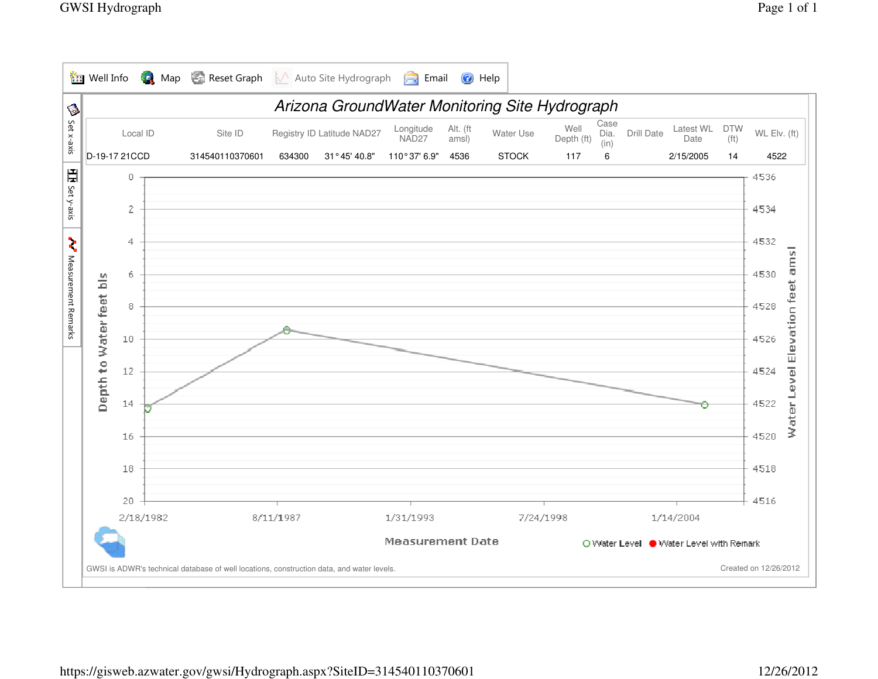Well Info | Map | Reset Graph | Auto Site Hydrograph | Email | Help

# Arizona GroundWater Monitoring Site Hydrograph

| Local ID | Site ID | Registry ID | Latitude NAD27 | Longitude NAD27 | Alt. (ft amsl) | Water Use | Well Depth (ft) | Case Dia. (in) | Drill Date | Latest WL Date | DTW (ft) | WL Elv. (ft) |
|---|---|---|---|---|---|---|---|---|---|---|---|---|
| D-19-17 21CCD | 314540110370601 | 634300 | 31° 45' 40.8" | 110° 37' 6.9" | 4536 | STOCK | 117 | 6 | | 2/15/2005 | 14 | 4522 |

Set x-axis | Set y-axis | Measurement Remarks

Depth to Water feet bls: 0, 2, 4, 6, 8, 10, 12, 14, 16, 18, 20

Water Level Elevation feet amsl: 4536, 4534, 4532, 4530, 4528, 4526, 4524, 4522, 4520, 4518, 4516

Measurement Date: 2/18/1982, 8/11/1987, 1/31/1993, 7/24/1998, 1/14/2004

○ Water Level ● Water Level with Remark

GWSI is ADWR's technical database of well locations, construction data, and water levels.

Created on 12/26/2012

https://gisweb.azwater.gov/gwsi/Hydrograph.aspx?SiteID=314540110370601 12/26/2012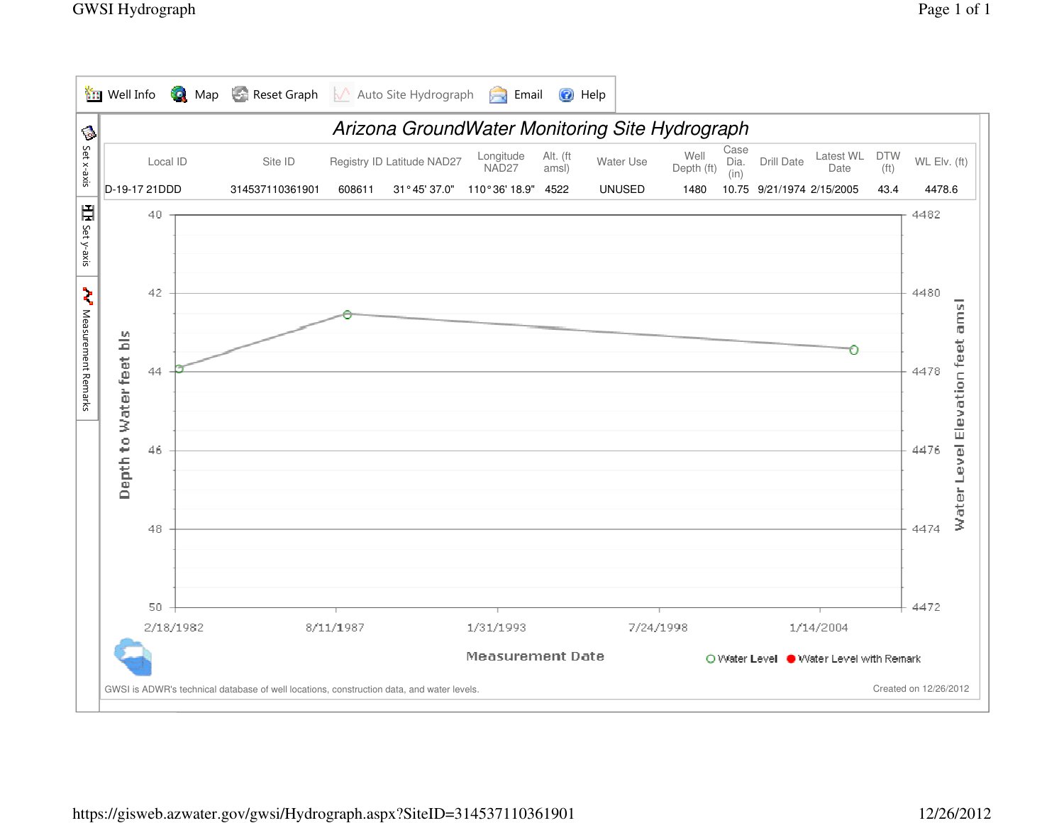Well Info | Map | Reset Graph | Auto Site Hydrograph | Email | Help

# Arizona GroundWater Monitoring Site Hydrograph

| Local ID | Site ID | Registry ID | Latitude NAD27 | Longitude NAD27 | Alt. (ft amsl) | Water Use | Well Depth (ft) | Case Dia. (in) | Drill Date | Latest WL Date | DTW (ft) | WL Elv. (ft) |
|---|---|---|---|---|---|---|---|---|---|---|---|---|
| D-19-17 21DDD | 314537110361901 | 608611 | 31° 45' 37.0" | 110° 36' 18.9" | 4522 | UNUSED | 1480 | 10.75 | 9/21/1974 | 2/15/2005 | 43.4 | 4478.6 |

Depth to Water feet bls: 40, 42, 44, 46, 48, 50

Water Level Elevation feet amsl: 4482, 4480, 4478, 4476, 4474, 4472

Measurement Date: 2/18/1982, 8/11/1987, 1/31/1993, 7/24/1998, 1/14/2004

○ Water Level ● Water Level with Remark

Set x-axis | Set y-axis | Measurement Remarks

GWSI is ADWR's technical database of well locations, construction data, and water levels.

Created on 12/26/2012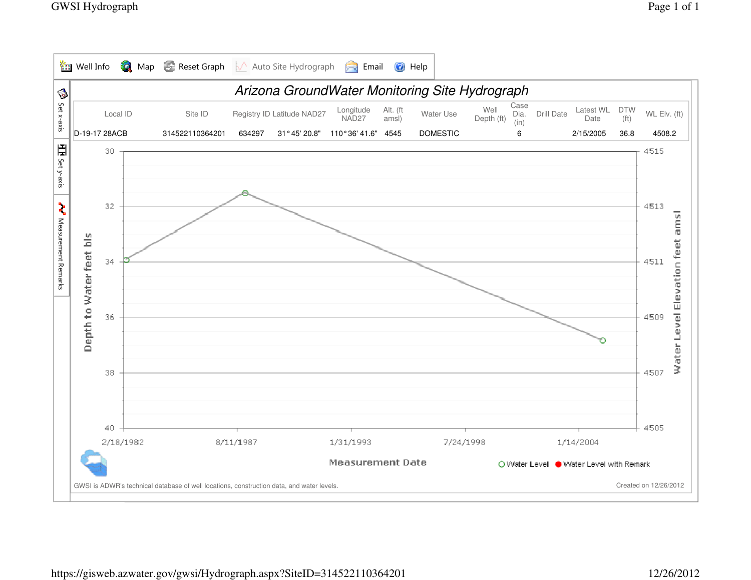Well Info | Map | Reset Graph | Auto Site Hydrograph | Email | Help

Set x-axis | Set y-axis | Measurement Remarks

# Arizona GroundWater Monitoring Site Hydrograph

| Local ID | Site ID | Registry ID | Latitude NAD27 | Longitude NAD27 | Alt. (ft amsl) | Water Use | Well Depth (ft) | Case Dia. (in) | Drill Date | Latest WL Date | DTW (ft) | WL Elv. (ft) |
|---|---|---|---|---|---|---|---|---|---|---|---|---|
| D-19-17 28ACB | 314522110364201 | 634297 | 31° 45' 20.8" | 110° 36' 41.6" | 4545 | DOMESTIC | | 6 | | 2/15/2005 | 36.8 | 4508.2 |

Depth to Water feet bls: 30, 32, 34, 36, 38, 40

Water Level Elevation feet amsl: 4515, 4513, 4511, 4509, 4507, 4505

Measurement Date: 2/18/1982, 8/11/1987, 1/31/1993, 7/24/1998, 1/14/2004

○ Water Level ● Water Level with Remark

GWSI is ADWR's technical database of well locations, construction data, and water levels.

Created on 12/26/2012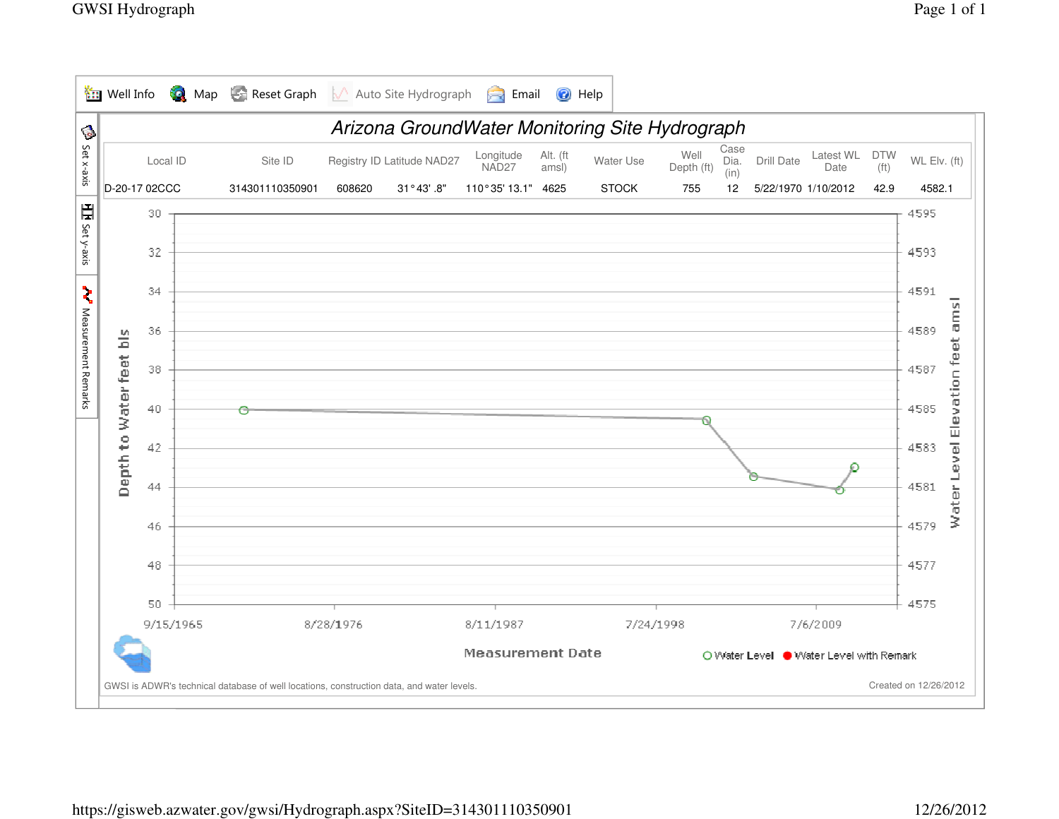Well Info | Map | Reset Graph | Auto Site Hydrograph | Email | Help

# Arizona GroundWater Monitoring Site Hydrograph

| Local ID | Site ID | Registry ID | Latitude NAD27 | Longitude NAD27 | Alt. (ft amsl) | Water Use | Well Depth (ft) | Case Dia. (in) | Drill Date | Latest WL Date | DTW (ft) | WL Elv. (ft) |
|---|---|---|---|---|---|---|---|---|---|---|---|---|
| D-20-17 02CCC | 314301110350901 | 608620 | 31°43' .8" | 110°35' 13.1" | 4625 | STOCK | 755 | 12 | 5/22/1970 | 1/10/2012 | 42.9 | 4582.1 |

Depth to Water feet bls: 30, 32, 34, 36, 38, 40, 42, 44, 46, 48, 50

Water Level Elevation feet amsl: 4595, 4593, 4591, 4589, 4587, 4585, 4583, 4581, 4579, 4577, 4575

Measurement Date: 9/15/1965, 8/28/1976, 8/11/1987, 7/24/1998, 7/6/2009

○ Water Level ● Water Level with Remark

GWSI is ADWR's technical database of well locations, construction data, and water levels.

Created on 12/26/2012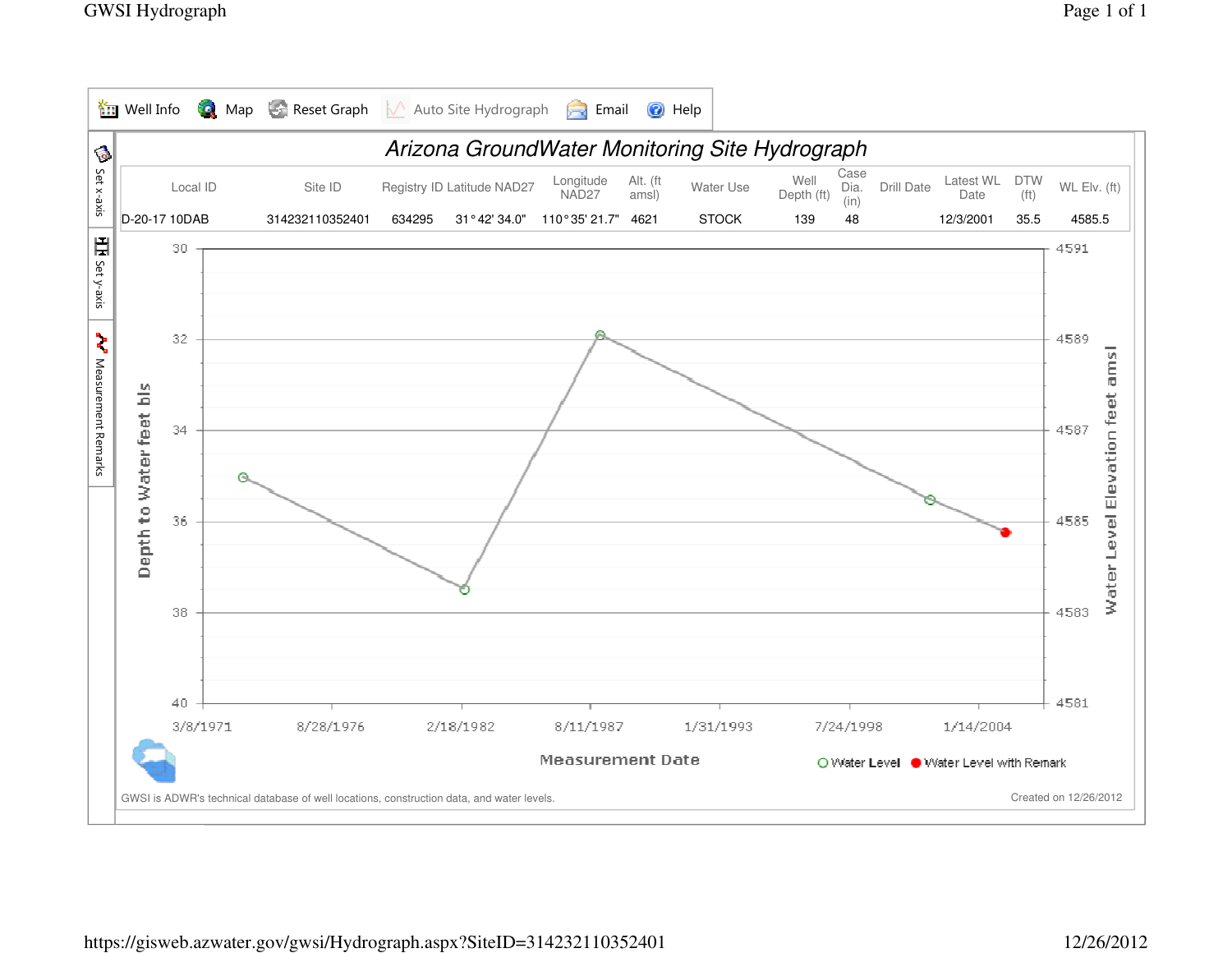Well Info | Map | Reset Graph | Auto Site Hydrograph | Email | Help

# Arizona GroundWater Monitoring Site Hydrograph

| Local ID | Site ID | Registry ID | Latitude NAD27 | Longitude NAD27 | Alt. (ft amsl) | Water Use | Well Depth (ft) | Case Dia. (in) | Drill Date | Latest WL Date | DTW (ft) | WL Elv. (ft) |
|---|---|---|---|---|---|---|---|---|---|---|---|---|
| D-20-17 10DAB | 314232110352401 | 634295 | 31° 42' 34.0" | 110° 35' 21.7" | 4621 | STOCK | 139 | 48 | | 12/3/2001 | 35.5 | 4585.5 |

Depth to Water feet bls: 30, 32, 34, 36, 38, 40

Water Level Elevation feet amsl: 4591, 4589, 4587, 4585, 4583, 4581

Measurement Date: 3/8/1971, 8/28/1976, 2/18/1982, 8/11/1987, 1/31/1993, 7/24/1998, 1/14/2004

○ Water Level ● Water Level with Remark

GWSI is ADWR's technical database of well locations, construction data, and water levels.

Created on 12/26/2012

https://gisweb.azwater.gov/gwsi/Hydrograph.aspx?SiteID=314232110352401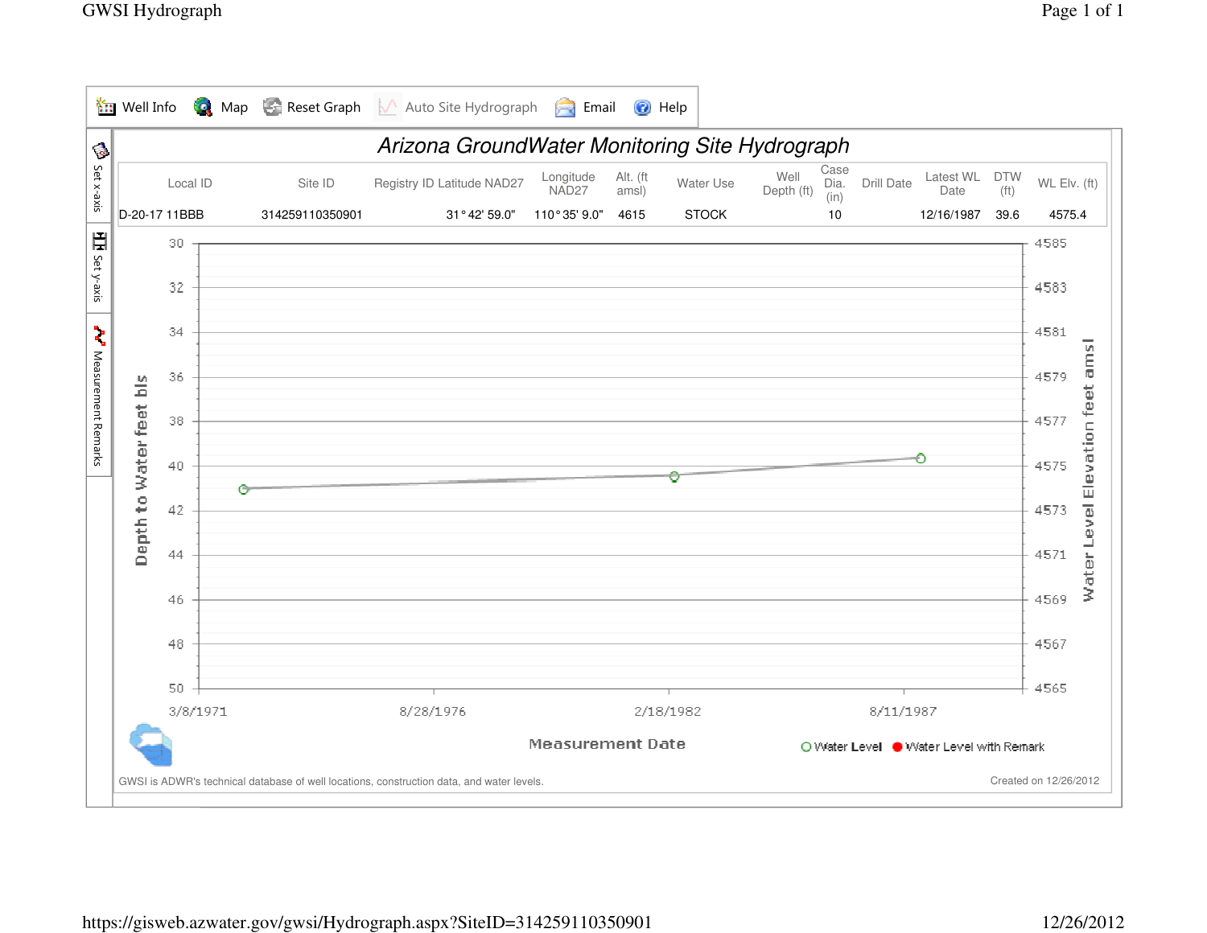Well Info | Map | Reset Graph | Auto Site Hydrograph | Email | Help

# Arizona GroundWater Monitoring Site Hydrograph

| Local ID | Site ID | Registry ID | Latitude NAD27 | Longitude NAD27 | Alt. (ft amsl) | Water Use | Well Depth (ft) | Case Dia. (in) | Drill Date | Latest WL Date | DTW (ft) | WL Elv. (ft) |
|---|---|---|---|---|---|---|---|---|---|---|---|---|
| D-20-17 11BBB | 314259110350901 | | 31° 42' 59.0" | 110° 35' 9.0" | 4615 | STOCK | | 10 | | 12/16/1987 | 39.6 | 4575.4 |

Set x-axis | Set y-axis | Measurement Remarks

Depth to Water feet bls: 30, 32, 34, 36, 38, 40, 42, 44, 46, 48, 50

Water Level Elevation feet amsl: 4585, 4583, 4581, 4579, 4577, 4575, 4573, 4571, 4569, 4567, 4565

Measurement Date: 3/8/1971, 8/28/1976, 2/18/1982, 8/11/1987

○ Water Level ● Water Level with Remark

GWSI is ADWR's technical database of well locations, construction data, and water levels.

Created on 12/26/2012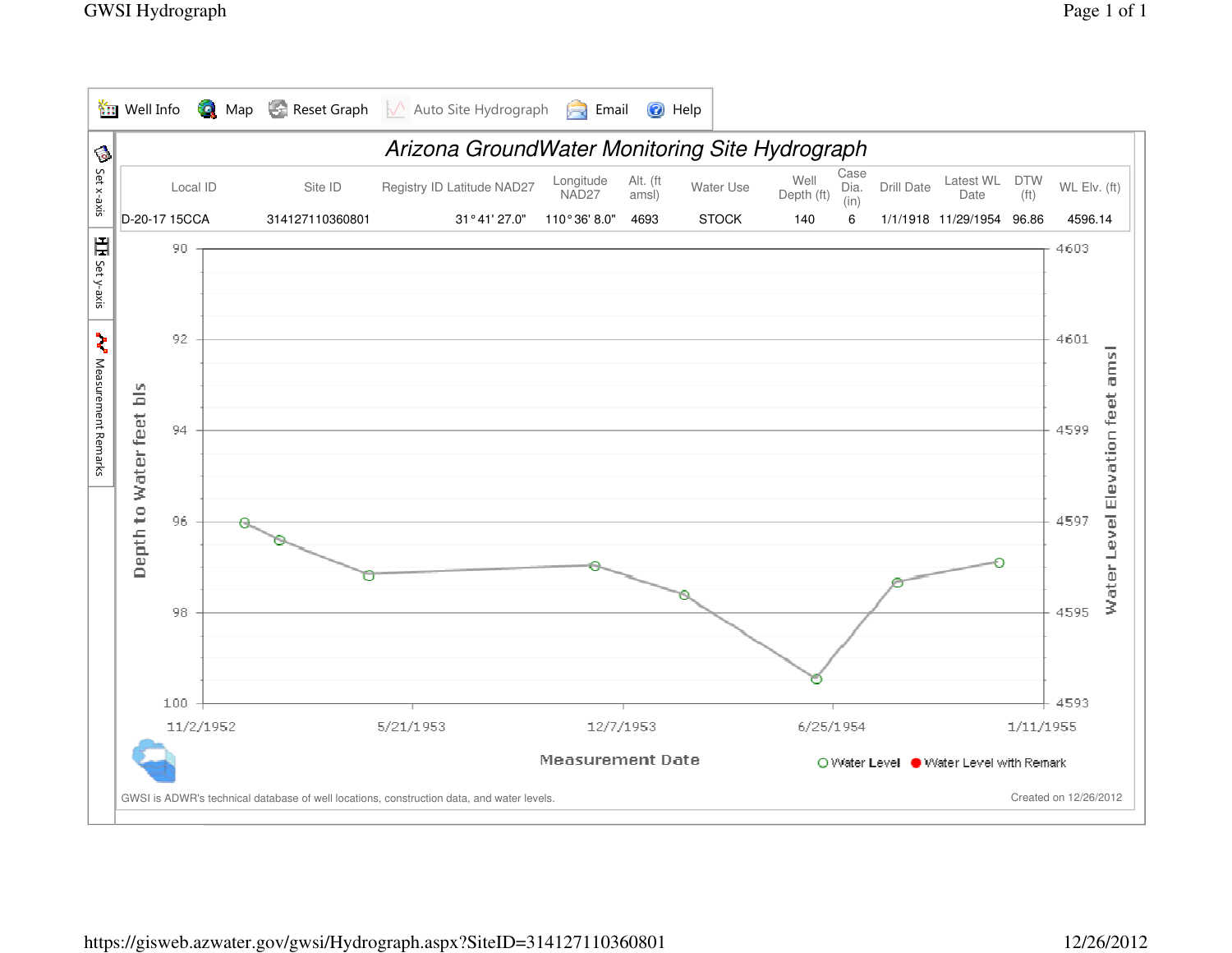Well Info | Map | Reset Graph | Auto Site Hydrograph | Email | Help

Set x-axis | Set y-axis | Measurement Remarks

# *Arizona GroundWater Monitoring Site Hydrograph*

| Local ID | Site ID | Registry ID | Latitude NAD27 | Longitude NAD27 | Alt. (ft amsl) | Water Use | Well Depth (ft) | Case Dia. (in) | Drill Date | Latest WL Date | DTW (ft) | WL Elv. (ft) |
|---|---|---|---|---|---|---|---|---|---|---|---|---|
| D-20-17 15CCA | 314127110360801 | | 31° 41' 27.0" | 110° 36' 8.0" | 4693 | STOCK | 140 | 6 | 1/1/1918 | 11/29/1954 | 96.86 | 4596.14 |

Depth to Water feet bls: 90, 92, 94, 96, 98, 100

Water Level Elevation feet amsl: 4603, 4601, 4599, 4597, 4595, 4593

Measurement Date: 11/2/1952, 5/21/1953, 12/7/1953, 6/25/1954, 1/11/1955

○ Water Level ● Water Level with Remark

GWSI is ADWR's technical database of well locations, construction data, and water levels.

Created on 12/26/2012

https://gisweb.azwater.gov/gwsi/Hydrograph.aspx?SiteID=314127110360801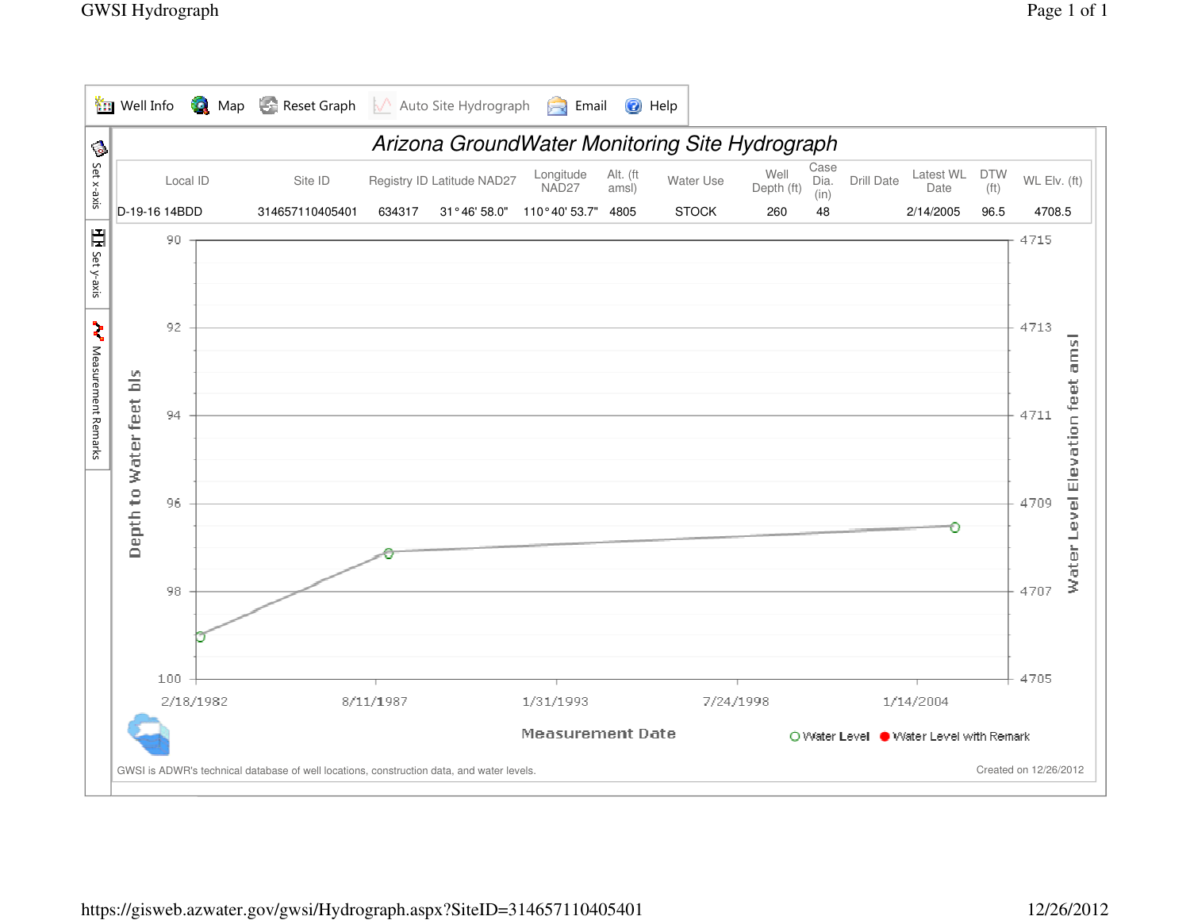Well Info | Map | Reset Graph | Auto Site Hydrograph | Email | Help

# Arizona GroundWater Monitoring Site Hydrograph

| Local ID | Site ID | Registry ID | Latitude NAD27 | Longitude NAD27 | Alt. (ft amsl) | Water Use | Well Depth (ft) | Case Dia. (in) | Drill Date | Latest WL Date | DTW (ft) | WL Elv. (ft) |
|---|---|---|---|---|---|---|---|---|---|---|---|---|
| D-19-16 14BDD | 314657110405401 | 634317 | 31° 46' 58.0" | 110° 40' 53.7" | 4805 | STOCK | 260 | 48 | | 2/14/2005 | 96.5 | 4708.5 |

Depth to Water feet bls: 90, 92, 94, 96, 98, 100

Water Level Elevation feet amsl: 4715, 4713, 4711, 4709, 4707, 4705

Measurement Date: 2/18/1982, 8/11/1987, 1/31/1993, 7/24/1998, 1/14/2004

○ Water Level ● Water Level with Remark

GWSI is ADWR's technical database of well locations, construction data, and water levels.

Created on 12/26/2012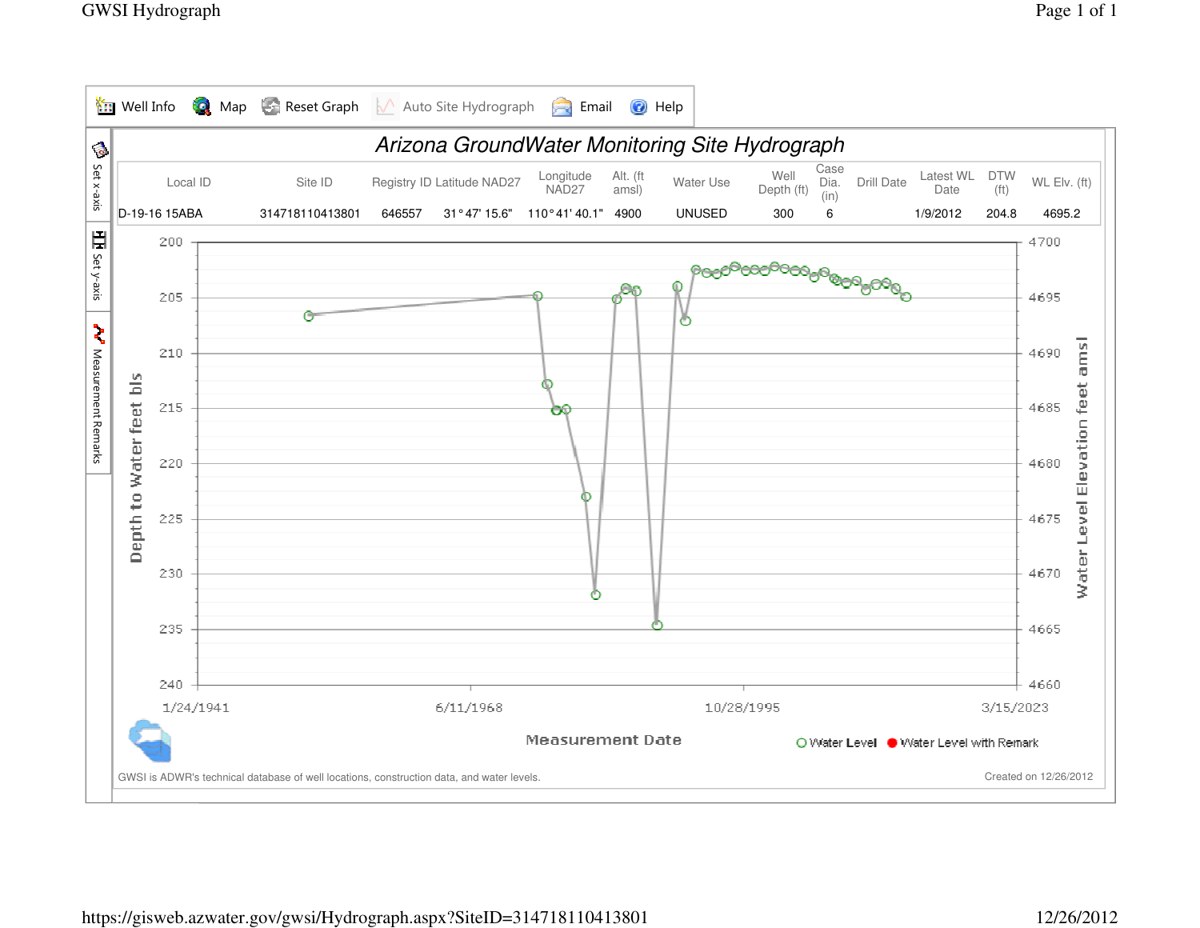Well Info | Map | Reset Graph | Auto Site Hydrograph | Email | Help

Set x-axis | Set y-axis | Measurement Remarks

# Arizona GroundWater Monitoring Site Hydrograph

| Local ID | Site ID | Registry ID | Latitude NAD27 | Longitude NAD27 | Alt. (ft amsl) | Water Use | Well Depth (ft) | Case Dia. (in) | Drill Date | Latest WL Date | DTW (ft) | WL Elv. (ft) |
|---|---|---|---|---|---|---|---|---|---|---|---|---|
| D-19-16 15ABA | 314718110413801 | 646557 | 31°47' 15.6" | 110°41' 40.1" | 4900 | UNUSED | 300 | 6 | | 1/9/2012 | 204.8 | 4695.2 |

Depth to Water feet bls: 200, 205, 210, 215, 220, 225, 230, 235, 240

Water Level Elevation feet amsl: 4700, 4695, 4690, 4685, 4680, 4675, 4670, 4665, 4660

Measurement Date: 1/24/1941, 6/11/1968, 10/28/1995, 3/15/2023

Water Level | Water Level with Remark

GWSI is ADWR's technical database of well locations, construction data, and water levels.

Created on 12/26/2012

https://gisweb.azwater.gov/gwsi/Hydrograph.aspx?SiteID=314718110413801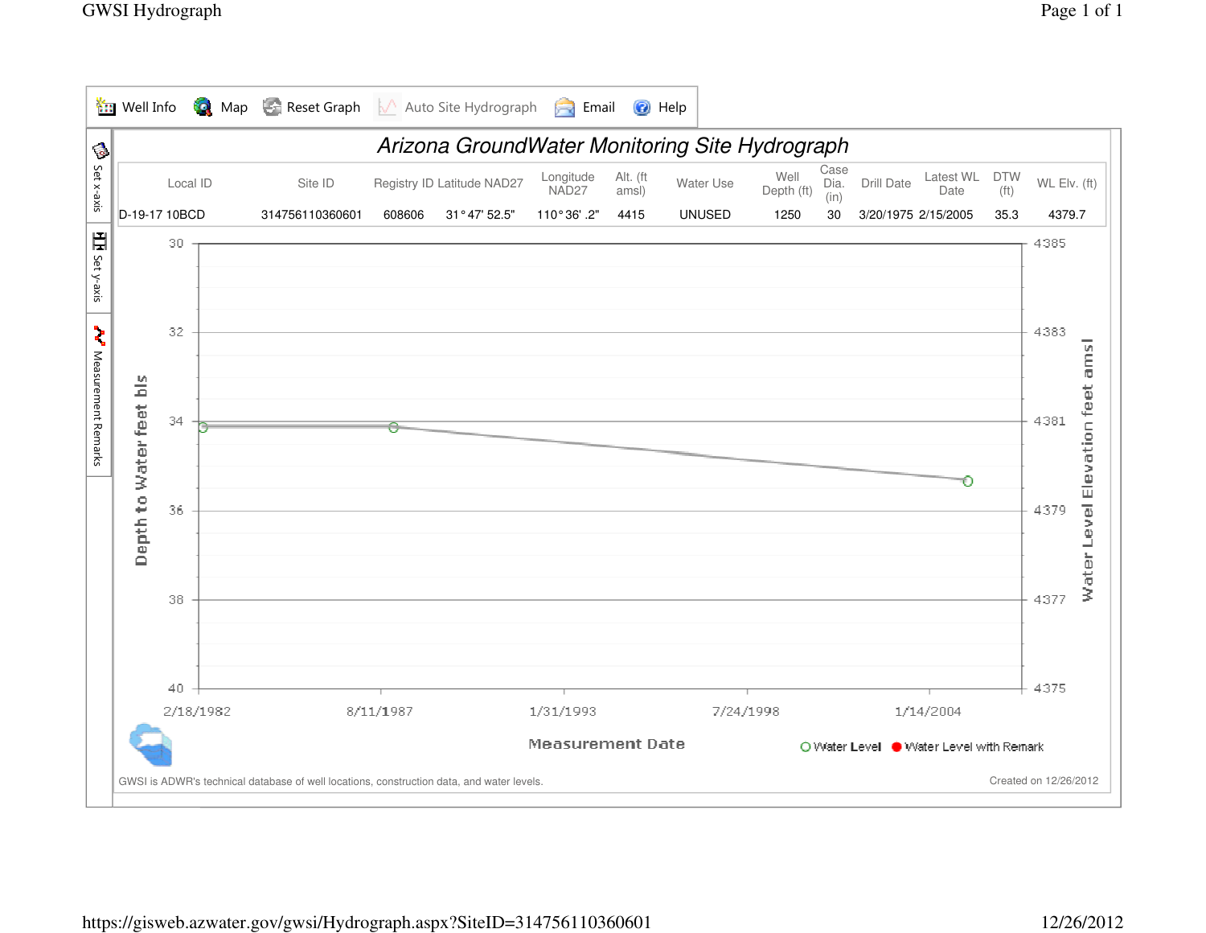Well Info | Map | Reset Graph | Auto Site Hydrograph | Email | Help

# Arizona GroundWater Monitoring Site Hydrograph

| Local ID | Site ID | Registry ID | Latitude NAD27 | Longitude NAD27 | Alt. (ft amsl) | Water Use | Well Depth (ft) | Case Dia. (in) | Drill Date | Latest WL Date | DTW (ft) | WL Elv. (ft) |
|---|---|---|---|---|---|---|---|---|---|---|---|---|
| D-19-17 10BCD | 314756110360601 | 608606 | 31° 47' 52.5" | 110° 36' .2" | 4415 | UNUSED | 1250 | 30 | 3/20/1975 | 2/15/2005 | 35.3 | 4379.7 |

Depth to Water feet bls: 30, 32, 34, 36, 38, 40

Water Level Elevation feet amsl: 4385, 4383, 4381, 4379, 4377, 4375

Measurement Date: 2/18/1982, 8/11/1987, 1/31/1993, 7/24/1998, 1/14/2004

○ Water Level ● Water Level with Remark

GWSI is ADWR's technical database of well locations, construction data, and water levels.

Created on 12/26/2012

https://gisweb.azwater.gov/gwsi/Hydrograph.aspx?SiteID=314756110360601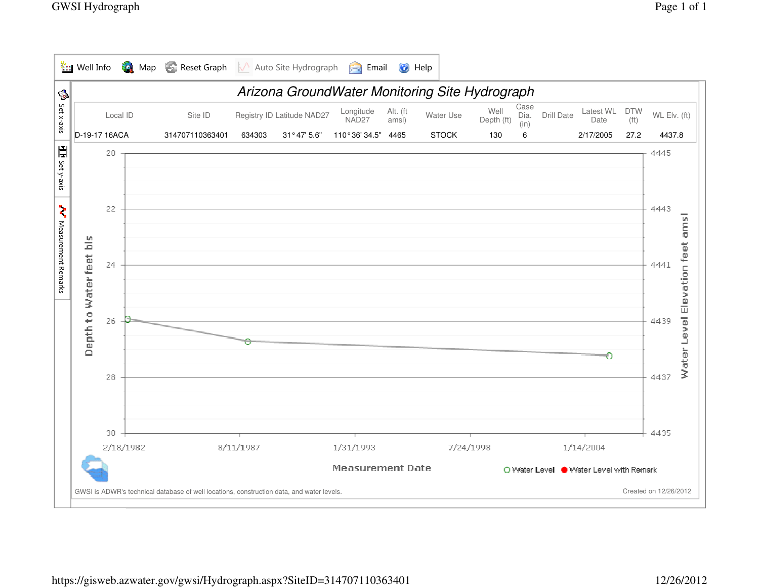Well Info | Map | Reset Graph | Auto Site Hydrograph | Email | Help

# Arizona GroundWater Monitoring Site Hydrograph

| Local ID | Site ID | Registry ID | Latitude NAD27 | Longitude NAD27 | Alt. (ft amsl) | Water Use | Well Depth (ft) | Case Dia. (in) | Drill Date | Latest WL Date | DTW (ft) | WL Elv. (ft) |
|---|---|---|---|---|---|---|---|---|---|---|---|---|
| D-19-17 16ACA | 314707110363401 | 634303 | 31° 47' 5.6" | 110° 36' 34.5" | 4465 | STOCK | 130 | 6 | | 2/17/2005 | 27.2 | 4437.8 |

Depth to Water feet bls: 20, 22, 24, 26, 28, 30

Water Level Elevation feet amsl: 4445, 4443, 4441, 4439, 4437, 4435

Measurement Date: 2/18/1982, 8/11/1987, 1/31/1993, 7/24/1998, 1/14/2004

○ Water Level ● Water Level with Remark

GWSI is ADWR's technical database of well locations, construction data, and water levels.

Created on 12/26/2012

https://gisweb.azwater.gov/gwsi/Hydrograph.aspx?SiteID=314707110363401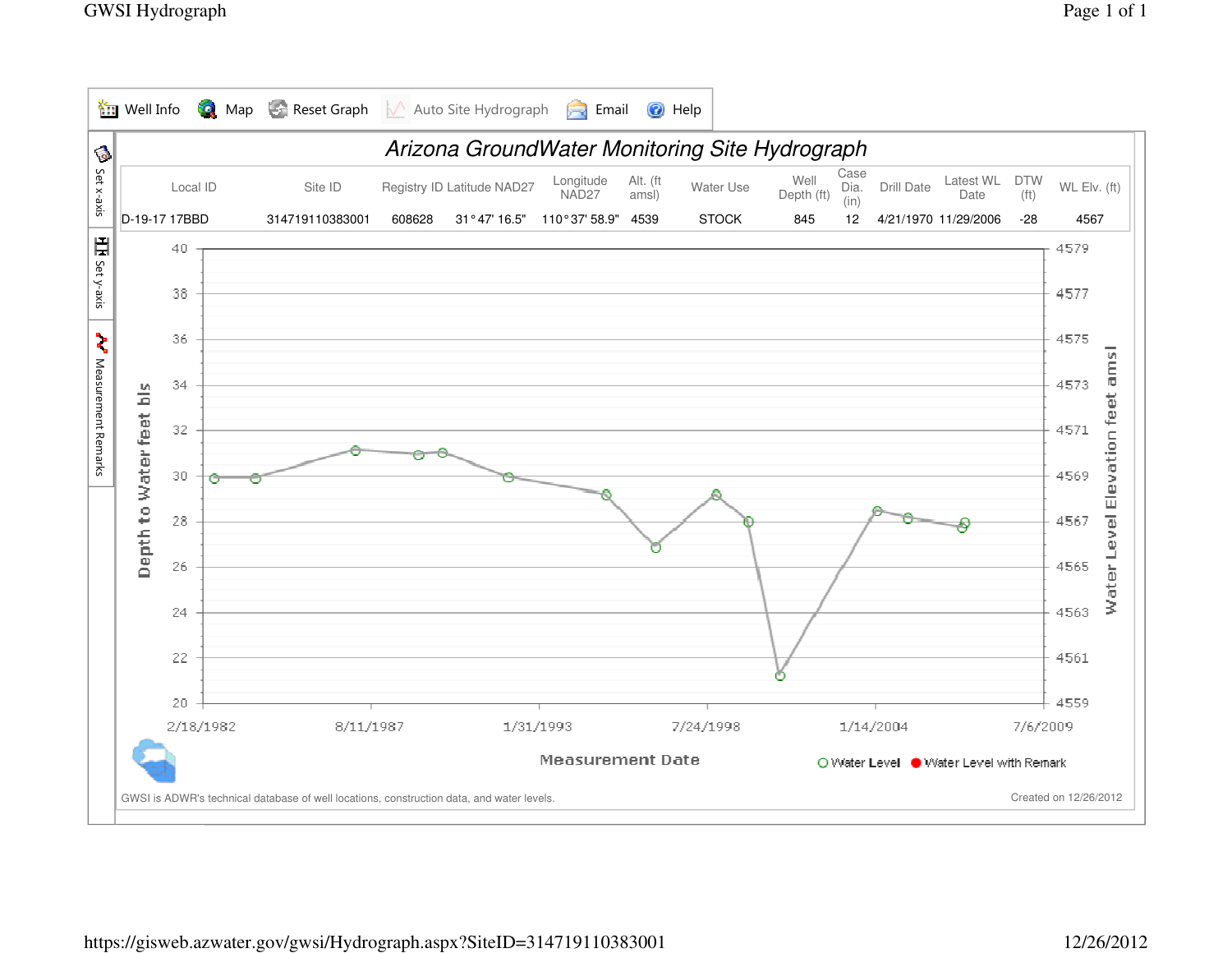Well Info | Map | Reset Graph | Auto Site Hydrograph | Email | Help

Set x-axis | Set y-axis | Measurement Remarks

# Arizona GroundWater Monitoring Site Hydrograph

| Local ID | Site ID | Registry ID | Latitude NAD27 | Longitude NAD27 | Alt. (ft amsl) | Water Use | Well Depth (ft) | Case Dia. (in) | Drill Date | Latest WL Date | DTW (ft) | WL Elv. (ft) |
|---|---|---|---|---|---|---|---|---|---|---|---|---|
| D-19-17 17BBD | 314719110383001 | 608628 | 31° 47' 16.5" | 110° 37' 58.9" | 4539 | STOCK | 845 | 12 | 4/21/1970 | 11/29/2006 | -28 | 4567 |

Depth to Water feet bls (left axis: 20–40); Water Level Elevation feet amsl (right axis: 4559–4579)

Measurement Date (x-axis): 2/18/1982, 8/11/1987, 1/31/1993, 7/24/1998, 1/14/2004, 7/6/2009

○ Water Level ● Water Level with Remark

GWSI is ADWR's technical database of well locations, construction data, and water levels.

Created on 12/26/2012

https://gisweb.azwater.gov/gwsi/Hydrograph.aspx?SiteID=314719110383001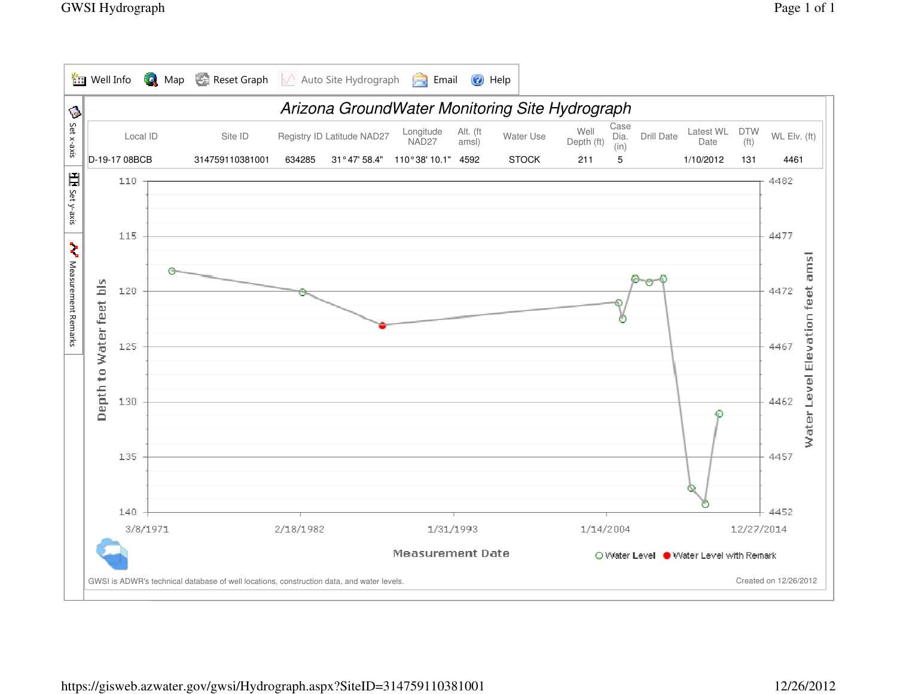Well Info | Map | Reset Graph | Auto Site Hydrograph | Email | Help

# Arizona GroundWater Monitoring Site Hydrograph

| Local ID | Site ID | Registry ID | Latitude NAD27 | Longitude NAD27 | Alt. (ft amsl) | Water Use | Well Depth (ft) | Case Dia. (in) | Drill Date | Latest WL Date | DTW (ft) | WL Elv. (ft) |
|---|---|---|---|---|---|---|---|---|---|---|---|---|
| D-19-17 08BCB | 314759110381001 | 634285 | 31° 47' 58.4" | 110° 38' 10.1" | 4592 | STOCK | 211 | 5 | | 1/10/2012 | 131 | 4461 |

Depth to Water feet bls: 110, 115, 120, 125, 130, 135, 140

Water Level Elevation feet amsl: 4482, 4477, 4472, 4467, 4462, 4457, 4452

Measurement Date: 3/8/1971, 2/18/1982, 1/31/1993, 1/14/2004, 12/27/2014

○ Water Level ● Water Level with Remark

Set x-axis | Set y-axis | Measurement Remarks

GWSI is ADWR's technical database of well locations, construction data, and water levels.

Created on 12/26/2012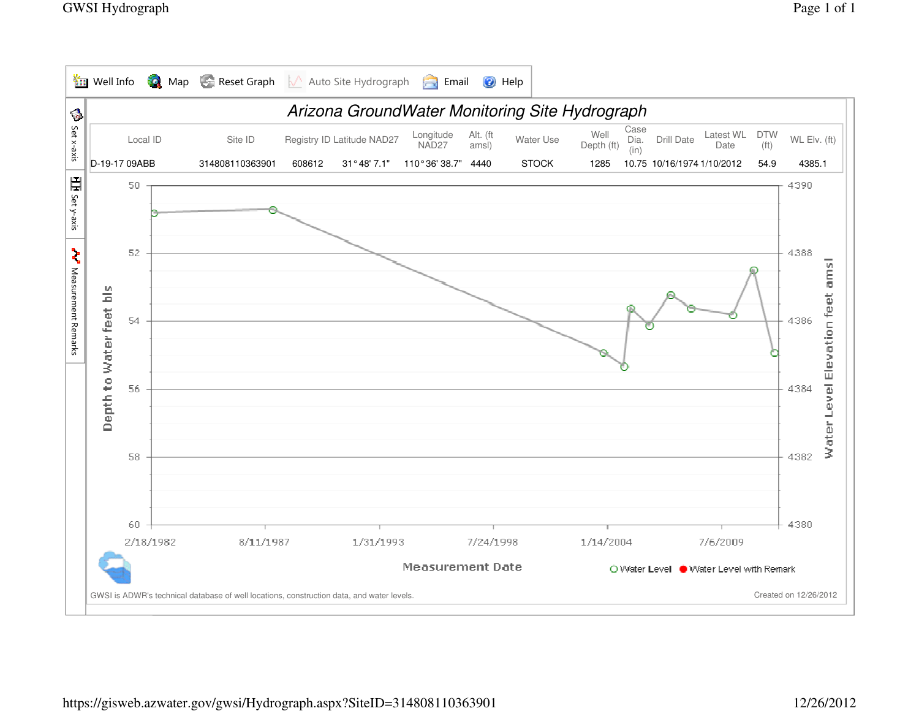Well Info Map Reset Graph Auto Site Hydrograph Email Help

# Arizona GroundWater Monitoring Site Hydrograph

| Local ID | Site ID | Registry ID | Latitude NAD27 | Longitude NAD27 | Alt. (ft amsl) | Water Use | Well Depth (ft) | Case Dia. (in) | Drill Date | Latest WL Date | DTW (ft) | WL Elv. (ft) |
|---|---|---|---|---|---|---|---|---|---|---|---|---|
| D-19-17 09ABB | 314808110363901 | 608612 | 31° 48' 7.1" | 110° 36' 38.7" | 4440 | STOCK | 1285 | 10.75 | 10/16/1974 | 1/10/2012 | 54.9 | 4385.1 |

Set x-axis
Set y-axis
Measurement Remarks

Depth to Water feet bls

50
52
54
56
58
60

Water Level Elevation feet amsl

4390
4388
4386
4384
4382
4380

2/18/1982
8/11/1987
1/31/1993
7/24/1998
1/14/2004
7/6/2009

Measurement Date

Water Level
Water Level with Remark

GWSI is ADWR's technical database of well locations, construction data, and water levels.

Created on 12/26/2012